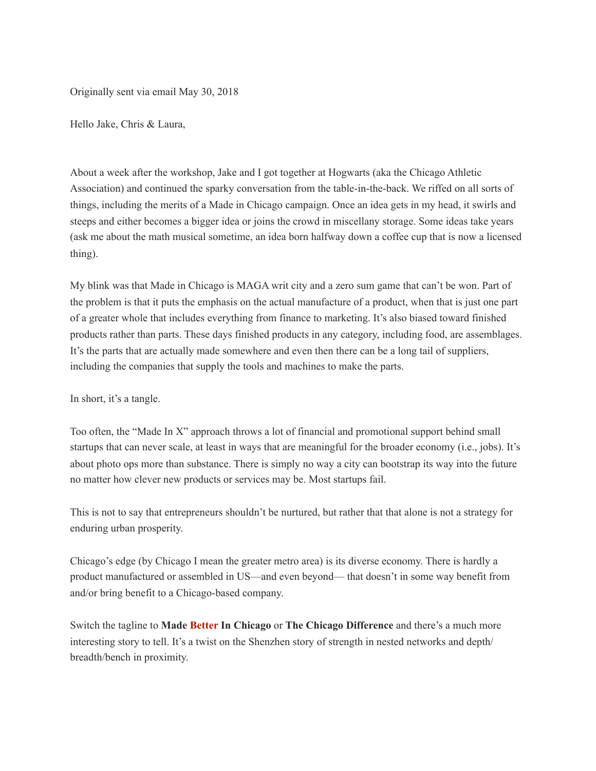Originally sent via email May 30, 2018

Hello Jake, Chris & Laura,

About a week after the workshop, Jake and I got together at Hogwarts (aka the Chicago Athletic Association) and continued the sparky conversation from the table-in-the-back. We riffed on all sorts of things, including the merits of a Made in Chicago campaign. Once an idea gets in my head, it swirls and steeps and either becomes a bigger idea or joins the crowd in miscellany storage. Some ideas take years (ask me about the math musical sometime, an idea born halfway down a coffee cup that is now a licensed thing).

My blink was that Made in Chicago is MAGA writ city and a zero sum game that can't be won. Part of the problem is that it puts the emphasis on the actual manufacture of a product, when that is just one part of a greater whole that includes everything from finance to marketing. It's also biased toward finished products rather than parts. These days finished products in any category, including food, are assemblages. It's the parts that are actually made somewhere and even then there can be a long tail of suppliers, including the companies that supply the tools and machines to make the parts.

In short, it's a tangle.

Too often, the "Made In X" approach throws a lot of financial and promotional support behind small startups that can never scale, at least in ways that are meaningful for the broader economy (i.e., jobs). It's about photo ops more than substance. There is simply no way a city can bootstrap its way into the future no matter how clever new products or services may be. Most startups fail.

This is not to say that entrepreneurs shouldn't be nurtured, but rather that that alone is not a strategy for enduring urban prosperity.

Chicago's edge (by Chicago I mean the greater metro area) is its diverse economy. There is hardly a product manufactured or assembled in US—and even beyond— that doesn't in some way benefit from and/or bring benefit to a Chicago-based company.

Switch the tagline to **Made Better In Chicago** or **The Chicago Difference** and there's a much more interesting story to tell. It's a twist on the Shenzhen story of strength in nested networks and depth/breadth/bench in proximity.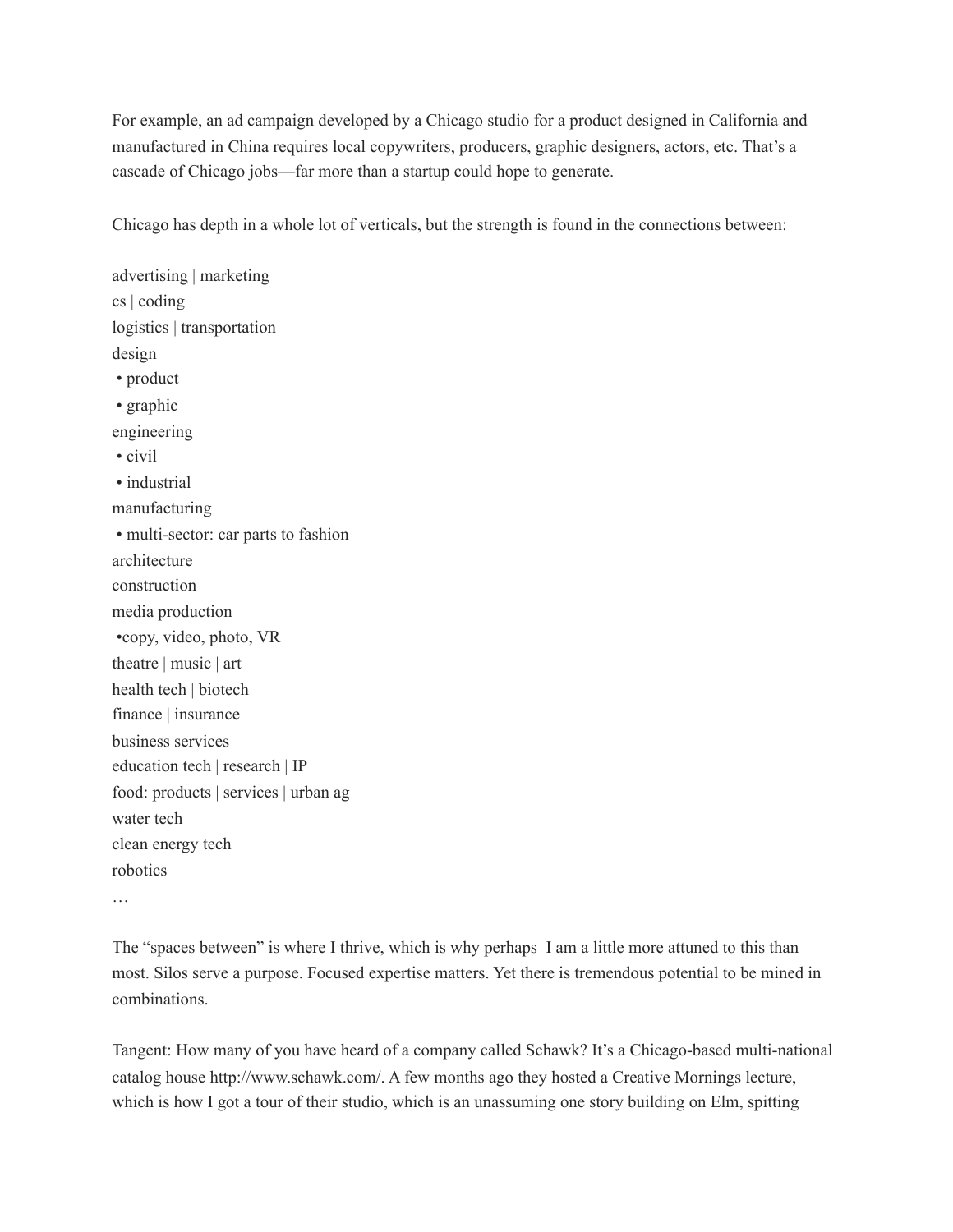For example, an ad campaign developed by a Chicago studio for a product designed in California and manufactured in China requires local copywriters, producers, graphic designers, actors, etc. That's a cascade of Chicago jobs—far more than a startup could hope to generate.

Chicago has depth in a whole lot of verticals, but the strength is found in the connections between:

advertising | marketing  
cs | coding  
logistics | transportation  
design  
• product  
• graphic  
engineering  
• civil  
• industrial  
manufacturing  
• multi-sector: car parts to fashion  
architecture  
construction  
media production  
•copy, video, photo, VR  
theatre | music | art  
health tech | biotech  
finance | insurance  
business services  
education tech | research | IP  
food: products | services | urban ag  
water tech  
clean energy tech  
robotics  
…

The "spaces between" is where I thrive, which is why perhaps I am a little more attuned to this than most. Silos serve a purpose. Focused expertise matters. Yet there is tremendous potential to be mined in combinations.

Tangent: How many of you have heard of a company called Schawk? It's a Chicago-based multi-national catalog house http://www.schawk.com/. A few months ago they hosted a Creative Mornings lecture, which is how I got a tour of their studio, which is an unassuming one story building on Elm, spitting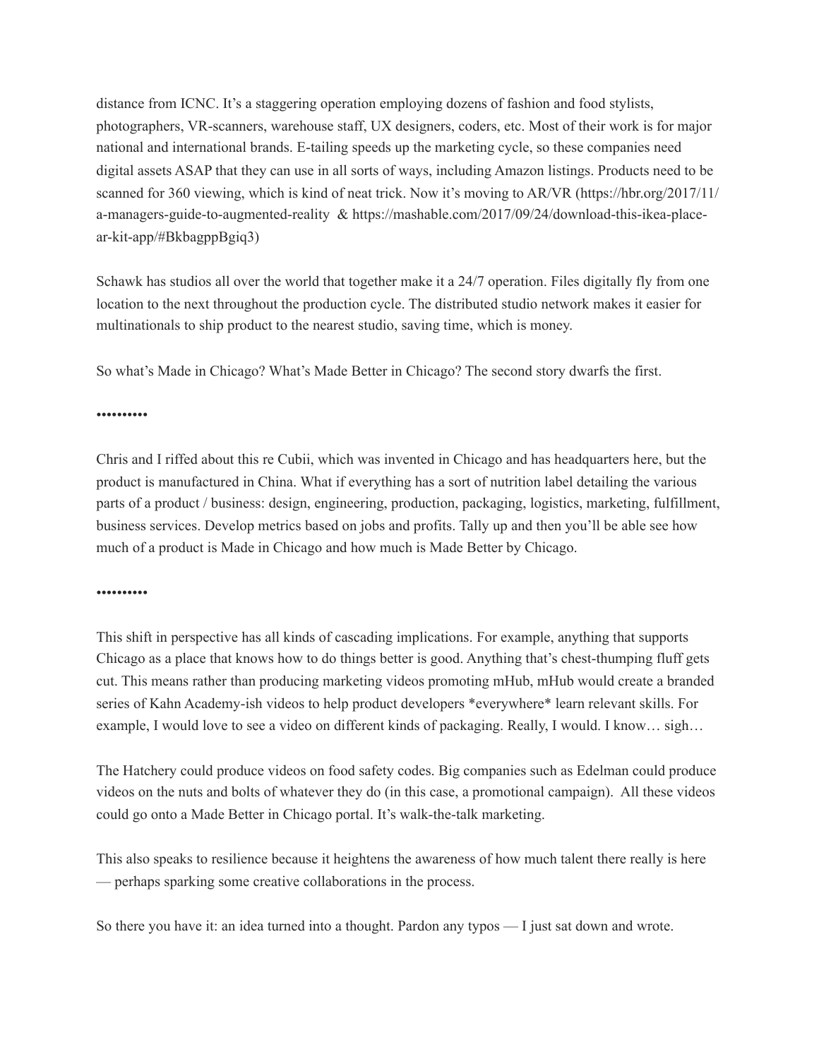distance from ICNC. It's a staggering operation employing dozens of fashion and food stylists, photographers, VR-scanners, warehouse staff, UX designers, coders, etc. Most of their work is for major national and international brands. E-tailing speeds up the marketing cycle, so these companies need digital assets ASAP that they can use in all sorts of ways, including Amazon listings. Products need to be scanned for 360 viewing, which is kind of neat trick. Now it's moving to AR/VR (https://hbr.org/2017/11/a-managers-guide-to-augmented-reality & https://mashable.com/2017/09/24/download-this-ikea-place-ar-kit-app/#BkbagppBgiq3)

Schawk has studios all over the world that together make it a 24/7 operation. Files digitally fly from one location to the next throughout the production cycle. The distributed studio network makes it easier for multinationals to ship product to the nearest studio, saving time, which is money.

So what's Made in Chicago? What's Made Better in Chicago? The second story dwarfs the first.

••••••••••

Chris and I riffed about this re Cubii, which was invented in Chicago and has headquarters here, but the product is manufactured in China. What if everything has a sort of nutrition label detailing the various parts of a product / business: design, engineering, production, packaging, logistics, marketing, fulfillment, business services. Develop metrics based on jobs and profits. Tally up and then you'll be able see how much of a product is Made in Chicago and how much is Made Better by Chicago.

••••••••••

This shift in perspective has all kinds of cascading implications. For example, anything that supports Chicago as a place that knows how to do things better is good. Anything that's chest-thumping fluff gets cut. This means rather than producing marketing videos promoting mHub, mHub would create a branded series of Kahn Academy-ish videos to help product developers *everywhere* learn relevant skills. For example, I would love to see a video on different kinds of packaging. Really, I would. I know… sigh…

The Hatchery could produce videos on food safety codes. Big companies such as Edelman could produce videos on the nuts and bolts of whatever they do (in this case, a promotional campaign). All these videos could go onto a Made Better in Chicago portal. It's walk-the-talk marketing.

This also speaks to resilience because it heightens the awareness of how much talent there really is here — perhaps sparking some creative collaborations in the process.

So there you have it: an idea turned into a thought. Pardon any typos — I just sat down and wrote.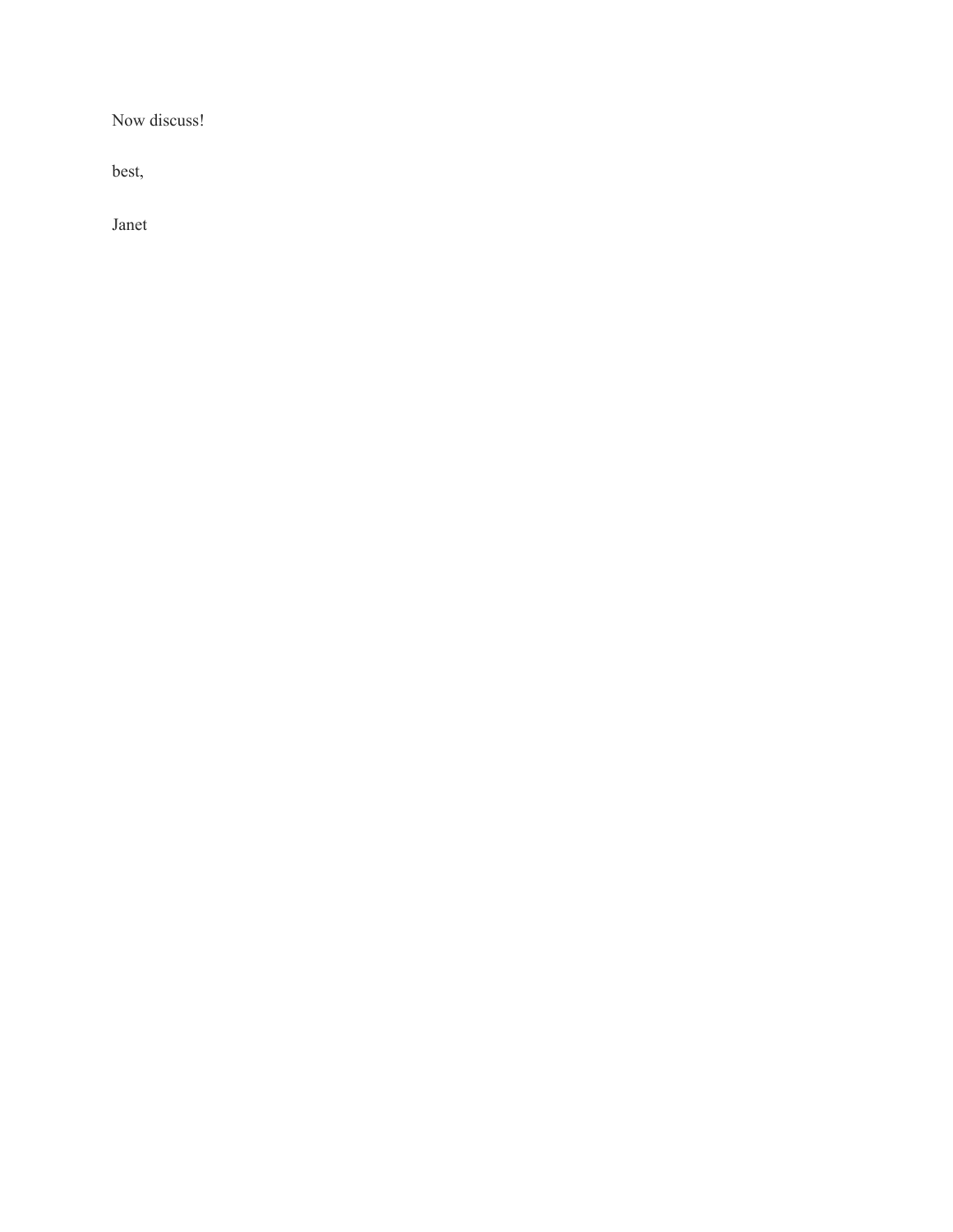Now discuss!

best,

Janet